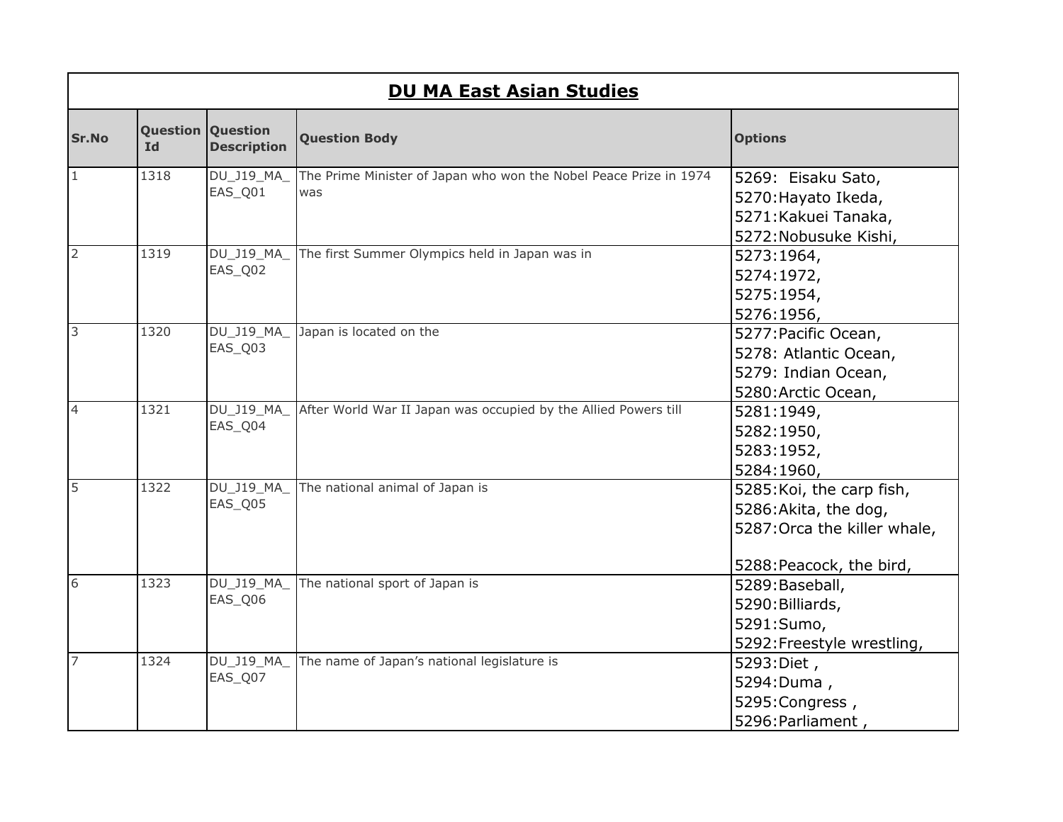| DU MA East Asian Studies | | | | |
|---|---|---|---|---|
| **Sr.No** | **Question Id** | **Question Description** | **Question Body** | **Options** |
| 1 | 1318 | DU_J19_MA_EAS_Q01 | The Prime Minister of Japan who won the Nobel Peace Prize in 1974 was | 5269: Eisaku Sato,<br>5270:Hayato Ikeda,<br>5271:Kakuei Tanaka,<br>5272:Nobusuke Kishi, |
| 2 | 1319 | DU_J19_MA_EAS_Q02 | The first Summer Olympics held in Japan was in | 5273:1964,<br>5274:1972,<br>5275:1954,<br>5276:1956, |
| 3 | 1320 | DU_J19_MA_EAS_Q03 | Japan is located on the | 5277:Pacific Ocean,<br>5278: Atlantic Ocean,<br>5279: Indian Ocean,<br>5280:Arctic Ocean, |
| 4 | 1321 | DU_J19_MA_EAS_Q04 | After World War II Japan was occupied by the Allied Powers till | 5281:1949,<br>5282:1950,<br>5283:1952,<br>5284:1960, |
| 5 | 1322 | DU_J19_MA_EAS_Q05 | The national animal of Japan is | 5285:Koi, the carp fish,<br>5286:Akita, the dog,<br>5287:Orca the killer whale,<br>5288:Peacock, the bird, |
| 6 | 1323 | DU_J19_MA_EAS_Q06 | The national sport of Japan is | 5289:Baseball,<br>5290:Billiards,<br>5291:Sumo,<br>5292:Freestyle wrestling, |
| 7 | 1324 | DU_J19_MA_EAS_Q07 | The name of Japan's national legislature is | 5293:Diet ,<br>5294:Duma ,<br>5295:Congress ,<br>5296:Parliament , |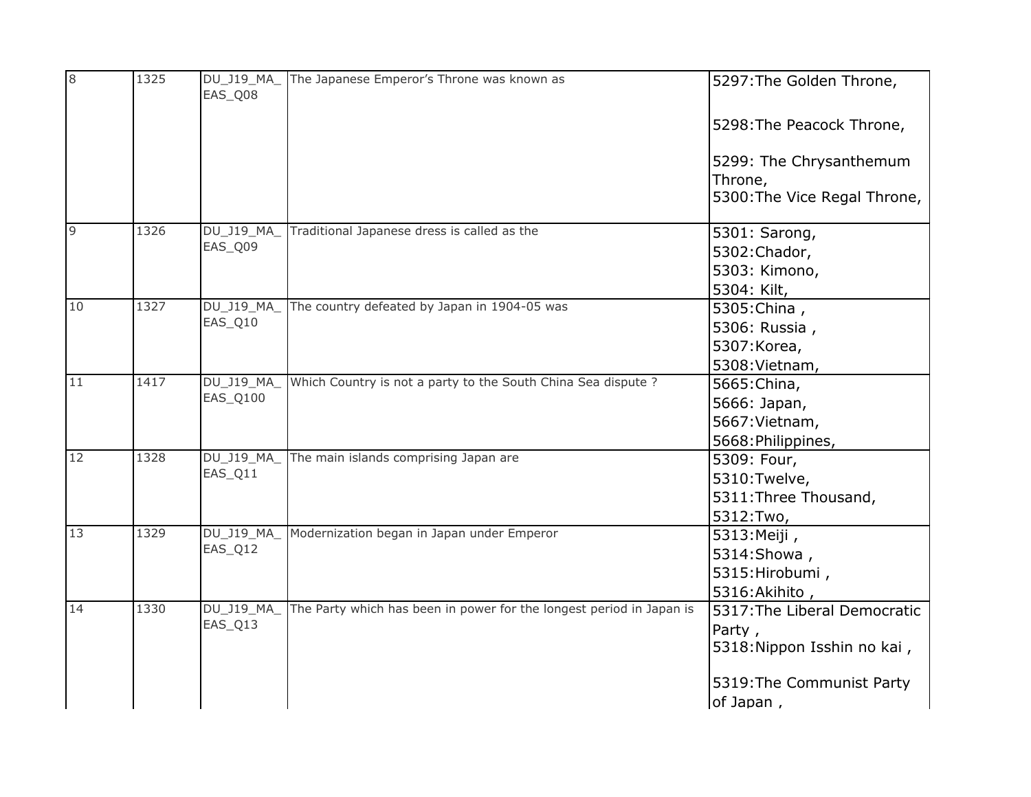| 8 | 1325 | DU_J19_MA_EAS_Q08 | The Japanese Emperor's Throne was known as | 5297:The Golden Throne,<br><br>5298:The Peacock Throne,<br><br>5299: The Chrysanthemum Throne,<br>5300:The Vice Regal Throne, |
|---|---|---|---|---|
| 9 | 1326 | DU_J19_MA_EAS_Q09 | Traditional Japanese dress is called as the | 5301: Sarong,<br>5302:Chador,<br>5303: Kimono,<br>5304: Kilt, |
| 10 | 1327 | DU_J19_MA_EAS_Q10 | The country defeated by Japan in 1904-05 was | 5305:China ,<br>5306: Russia ,<br>5307:Korea,<br>5308:Vietnam, |
| 11 | 1417 | DU_J19_MA_EAS_Q100 | Which Country is not a party to the South China Sea dispute ? | 5665:China,<br>5666: Japan,<br>5667:Vietnam,<br>5668:Philippines, |
| 12 | 1328 | DU_J19_MA_EAS_Q11 | The main islands comprising Japan are | 5309: Four,<br>5310:Twelve,<br>5311:Three Thousand,<br>5312:Two, |
| 13 | 1329 | DU_J19_MA_EAS_Q12 | Modernization began in Japan under Emperor | 5313:Meiji ,<br>5314:Showa ,<br>5315:Hirobumi ,<br>5316:Akihito , |
| 14 | 1330 | DU_J19_MA_EAS_Q13 | The Party which has been in power for the longest period in Japan is | 5317:The Liberal Democratic Party ,<br>5318:Nippon Isshin no kai ,<br><br>5319:The Communist Party of Japan , |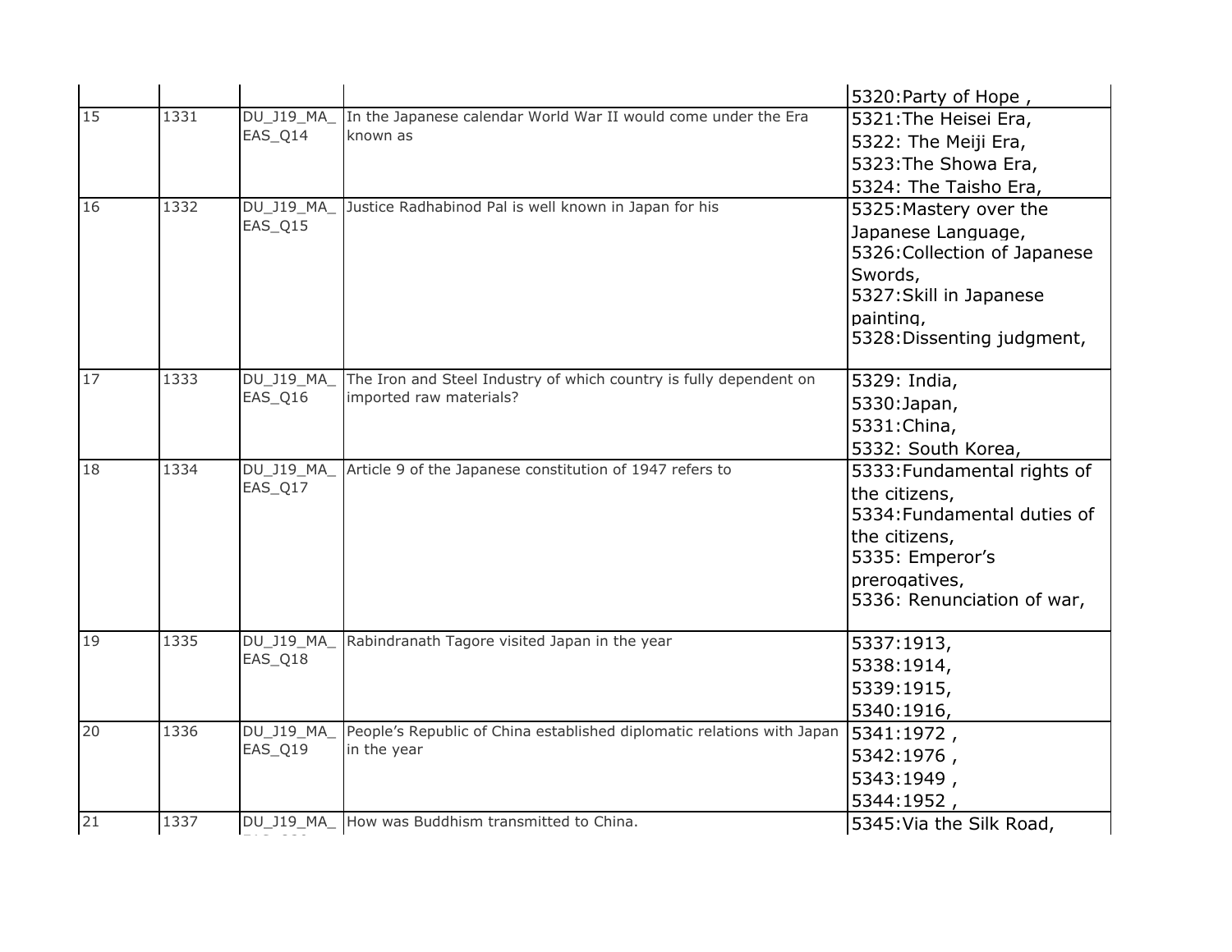| | | | | |
|---|---|---|---|---|
| | | | | 5320:Party of Hope , |
| 15 | 1331 | DU_J19_MA_EAS_Q14 | In the Japanese calendar World War II would come under the Era known as | 5321:The Heisei Era,<br>5322: The Meiji Era,<br>5323:The Showa Era,<br>5324: The Taisho Era, |
| 16 | 1332 | DU_J19_MA_EAS_Q15 | Justice Radhabinod Pal is well known in Japan for his | 5325:Mastery over the Japanese Language,<br>5326:Collection of Japanese Swords,<br>5327:Skill in Japanese painting,<br>5328:Dissenting judgment, |
| 17 | 1333 | DU_J19_MA_EAS_Q16 | The Iron and Steel Industry of which country is fully dependent on imported raw materials? | 5329: India,<br>5330:Japan,<br>5331:China,<br>5332: South Korea, |
| 18 | 1334 | DU_J19_MA_EAS_Q17 | Article 9 of the Japanese constitution of 1947 refers to | 5333:Fundamental rights of the citizens,<br>5334:Fundamental duties of the citizens,<br>5335: Emperor's prerogatives,<br>5336: Renunciation of war, |
| 19 | 1335 | DU_J19_MA_EAS_Q18 | Rabindranath Tagore visited Japan in the year | 5337:1913,<br>5338:1914,<br>5339:1915,<br>5340:1916, |
| 20 | 1336 | DU_J19_MA_EAS_Q19 | People's Republic of China established diplomatic relations with Japan in the year | 5341:1972 ,<br>5342:1976 ,<br>5343:1949 ,<br>5344:1952 , |
| 21 | 1337 | DU_J19_MA_ | How was Buddhism transmitted to China. | 5345:Via the Silk Road, |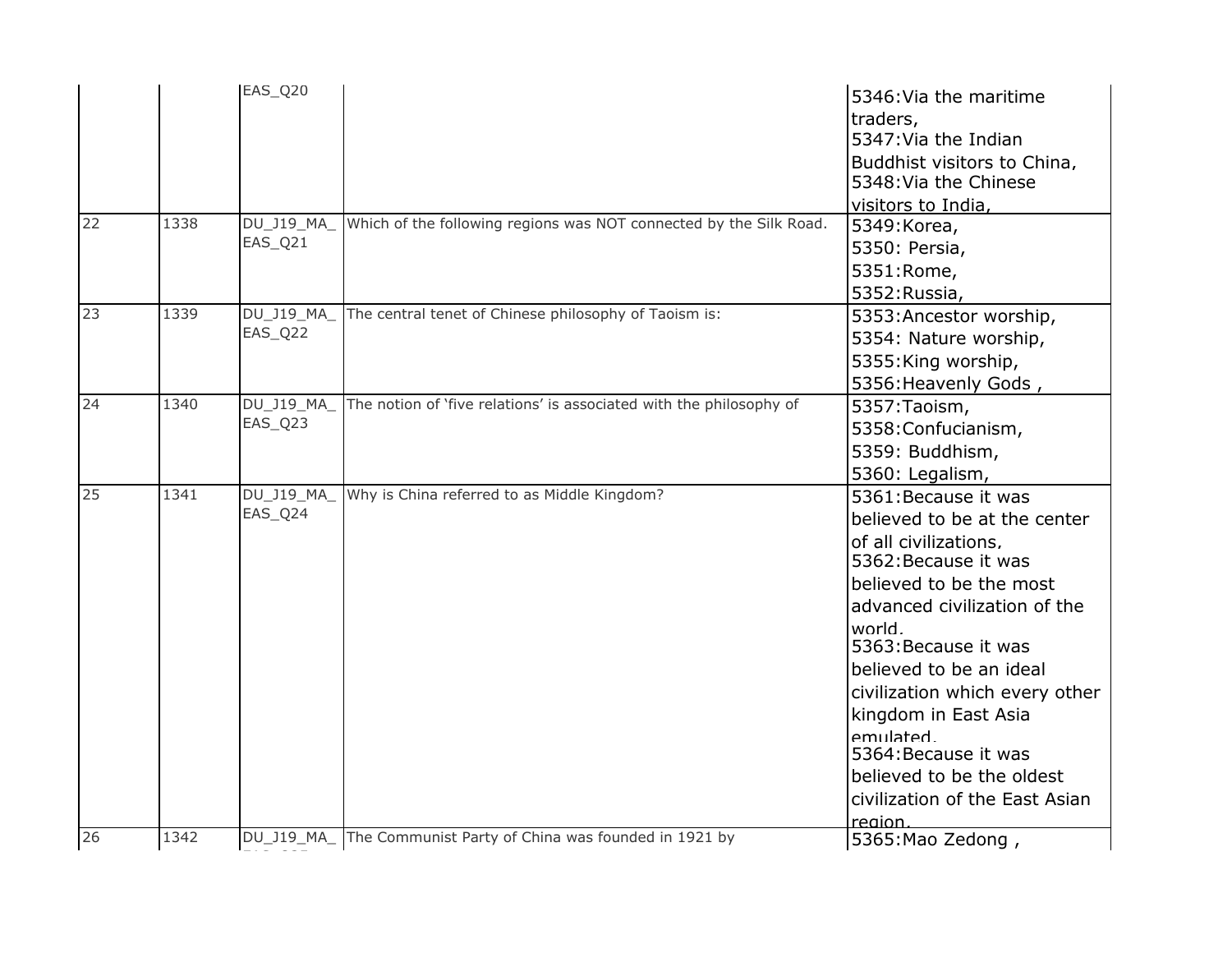|  |  | EAS_Q20 |  | 5346:Via the maritime traders,<br>5347:Via the Indian Buddhist visitors to China,<br>5348:Via the Chinese visitors to India, |
|---|---|---|---|---|
| 22 | 1338 | DU_J19_MA_EAS_Q21 | Which of the following regions was NOT connected by the Silk Road. | 5349:Korea,<br>5350: Persia,<br>5351:Rome,<br>5352:Russia, |
| 23 | 1339 | DU_J19_MA_EAS_Q22 | The central tenet of Chinese philosophy of Taoism is: | 5353:Ancestor worship,<br>5354: Nature worship,<br>5355:King worship,<br>5356:Heavenly Gods , |
| 24 | 1340 | DU_J19_MA_EAS_Q23 | The notion of 'five relations' is associated with the philosophy of | 5357:Taoism,<br>5358:Confucianism,<br>5359: Buddhism,<br>5360: Legalism, |
| 25 | 1341 | DU_J19_MA_EAS_Q24 | Why is China referred to as Middle Kingdom? | 5361:Because it was believed to be at the center of all civilizations,<br>5362:Because it was believed to be the most advanced civilization of the world,<br>5363:Because it was believed to be an ideal civilization which every other kingdom in East Asia emulated,<br>5364:Because it was believed to be the oldest civilization of the East Asian region, |
| 26 | 1342 | DU_J19_MA_ | The Communist Party of China was founded in 1921 by | 5365:Mao Zedong , |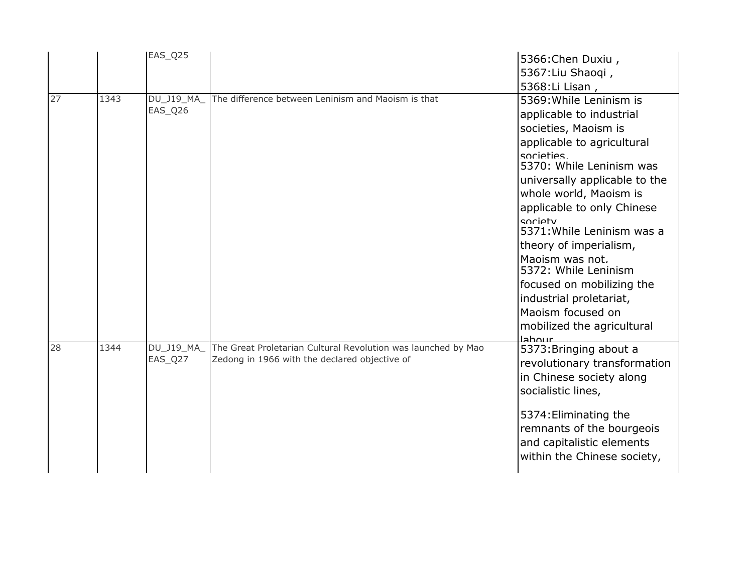| | | | | |
|---|---|---|---|---|
| | | EAS_Q25 | | 5366:Chen Duxiu , 5367:Liu Shaoqi , 5368:Li Lisan , |
| 27 | 1343 | DU_J19_MA_ EAS_Q26 | The difference between Leninism and Maoism is that | 5369:While Leninism is applicable to industrial societies, Maoism is applicable to agricultural societies. 5370: While Leninism was universally applicable to the whole world, Maoism is applicable to only Chinese society 5371:While Leninism was a theory of imperialism, Maoism was not. 5372: While Leninism focused on mobilizing the industrial proletariat, Maoism focused on mobilized the agricultural labour |
| 28 | 1344 | DU_J19_MA_ EAS_Q27 | The Great Proletarian Cultural Revolution was launched by Mao Zedong in 1966 with the declared objective of | 5373:Bringing about a revolutionary transformation in Chinese society along socialistic lines, 5374:Eliminating the remnants of the bourgeois and capitalistic elements within the Chinese society, |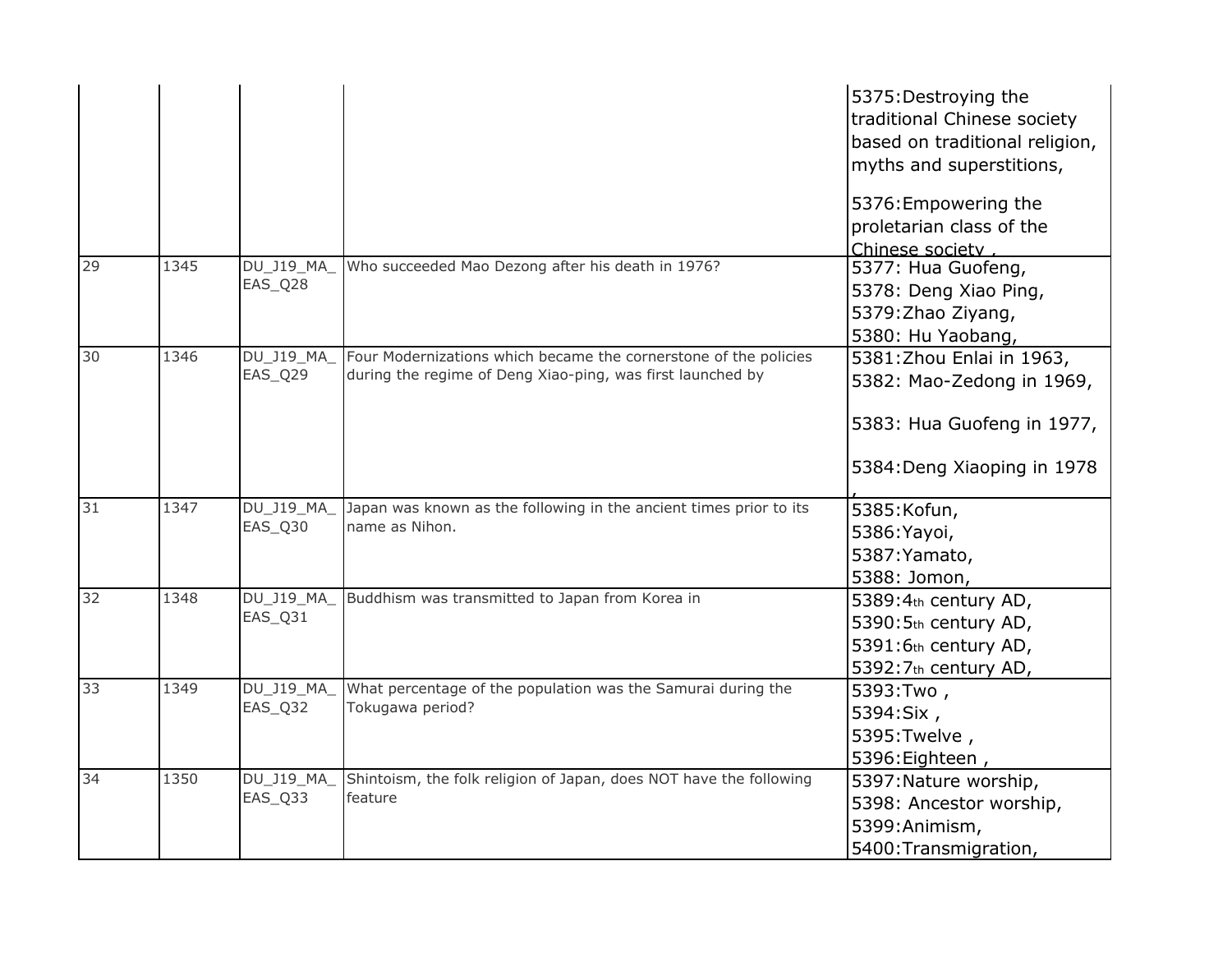| | | | | 5375:Destroying the traditional Chinese society based on traditional religion, myths and superstitions,<br><br>5376:Empowering the proletarian class of the Chinese society , |
|---|---|---|---|---|
| 29 | 1345 | DU_J19_MA_EAS_Q28 | Who succeeded Mao Dezong after his death in 1976? | 5377: Hua Guofeng,<br>5378: Deng Xiao Ping,<br>5379:Zhao Ziyang,<br>5380: Hu Yaobang, |
| 30 | 1346 | DU_J19_MA_EAS_Q29 | Four Modernizations which became the cornerstone of the policies during the regime of Deng Xiao-ping, was first launched by | 5381:Zhou Enlai in 1963,<br>5382: Mao-Zedong in 1969,<br><br>5383: Hua Guofeng in 1977,<br><br>5384:Deng Xiaoping in 1978, |
| 31 | 1347 | DU_J19_MA_EAS_Q30 | Japan was known as the following in the ancient times prior to its name as Nihon. | 5385:Kofun,<br>5386:Yayoi,<br>5387:Yamato,<br>5388: Jomon, |
| 32 | 1348 | DU_J19_MA_EAS_Q31 | Buddhism was transmitted to Japan from Korea in | 5389:4th century AD,<br>5390:5th century AD,<br>5391:6th century AD,<br>5392:7th century AD, |
| 33 | 1349 | DU_J19_MA_EAS_Q32 | What percentage of the population was the Samurai during the Tokugawa period? | 5393:Two ,<br>5394:Six ,<br>5395:Twelve ,<br>5396:Eighteen , |
| 34 | 1350 | DU_J19_MA_EAS_Q33 | Shintoism, the folk religion of Japan, does NOT have the following feature | 5397:Nature worship,<br>5398: Ancestor worship,<br>5399:Animism,<br>5400:Transmigration, |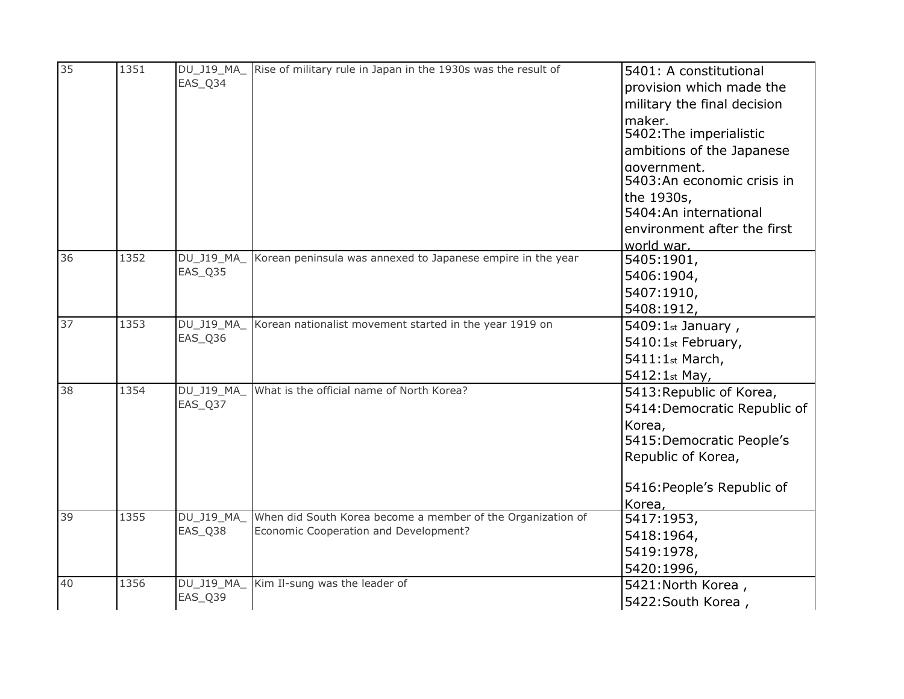| 35 | 1351 | DU_J19_MA_EAS_Q34 | Rise of military rule in Japan in the 1930s was the result of | 5401: A constitutional provision which made the military the final decision maker.<br>5402:The imperialistic ambitions of the Japanese government.<br>5403:An economic crisis in the 1930s,<br>5404:An international environment after the first world war. |
|---|---|---|---|---|
| 36 | 1352 | DU_J19_MA_EAS_Q35 | Korean peninsula was annexed to Japanese empire in the year | 5405:1901,<br>5406:1904,<br>5407:1910,<br>5408:1912, |
| 37 | 1353 | DU_J19_MA_EAS_Q36 | Korean nationalist movement started in the year 1919 on | 5409:1st January ,<br>5410:1st February,<br>5411:1st March,<br>5412:1st May, |
| 38 | 1354 | DU_J19_MA_EAS_Q37 | What is the official name of North Korea? | 5413:Republic of Korea,<br>5414:Democratic Republic of Korea,<br>5415:Democratic People's Republic of Korea,<br>5416:People's Republic of Korea, |
| 39 | 1355 | DU_J19_MA_EAS_Q38 | When did South Korea become a member of the Organization of Economic Cooperation and Development? | 5417:1953,<br>5418:1964,<br>5419:1978,<br>5420:1996, |
| 40 | 1356 | DU_J19_MA_EAS_Q39 | Kim Il-sung was the leader of | 5421:North Korea ,<br>5422:South Korea , |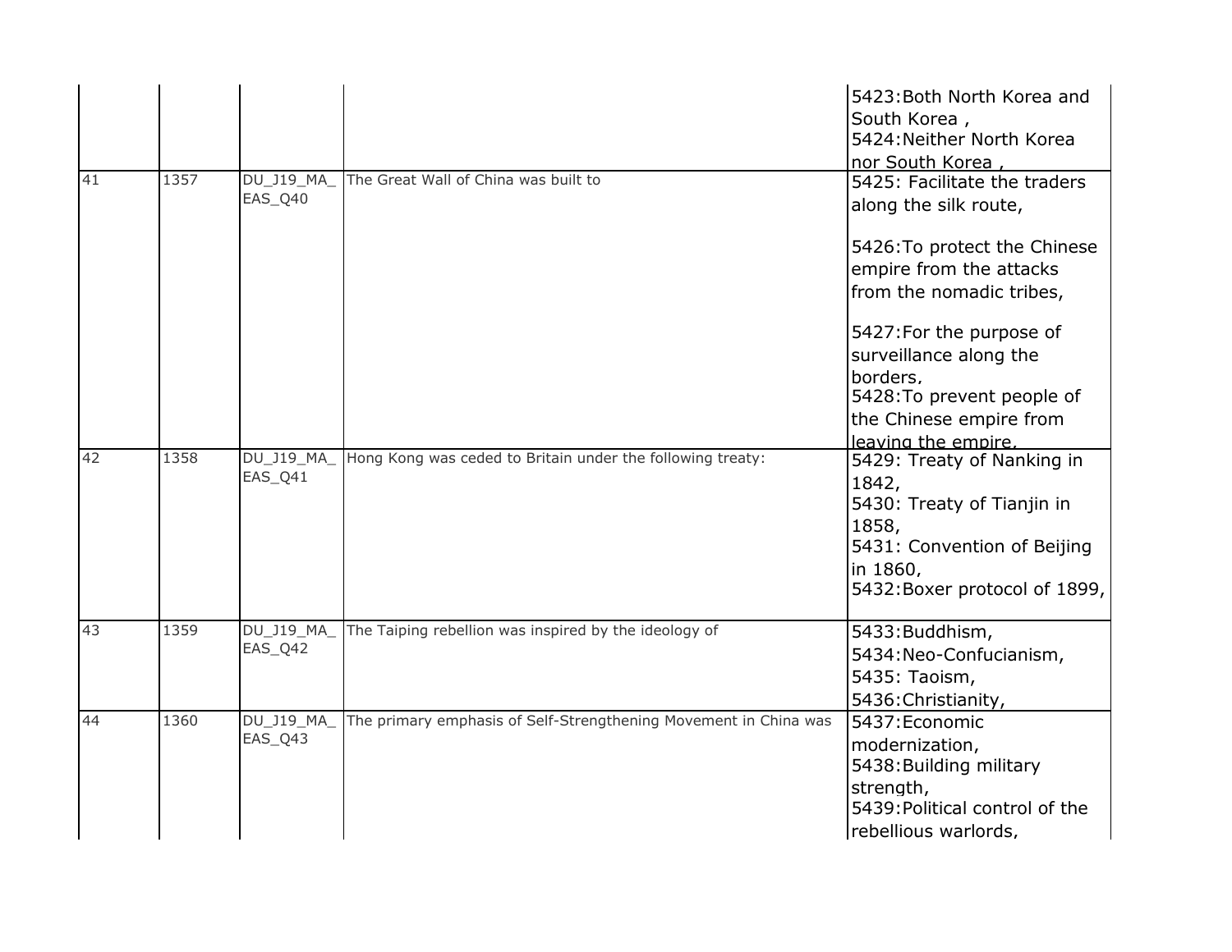| | | | | |
|---|---|---|---|---|
| | | | | 5423:Both North Korea and South Korea ,<br>5424:Neither North Korea nor South Korea , |
| 41 | 1357 | DU_J19_MA_EAS_Q40 | The Great Wall of China was built to | 5425: Facilitate the traders along the silk route,<br><br>5426:To protect the Chinese empire from the attacks from the nomadic tribes,<br><br>5427:For the purpose of surveillance along the borders,<br>5428:To prevent people of the Chinese empire from leaving the empire, |
| 42 | 1358 | DU_J19_MA_EAS_Q41 | Hong Kong was ceded to Britain under the following treaty: | 5429: Treaty of Nanking in 1842,<br>5430: Treaty of Tianjin in 1858,<br>5431: Convention of Beijing in 1860,<br>5432:Boxer protocol of 1899, |
| 43 | 1359 | DU_J19_MA_EAS_Q42 | The Taiping rebellion was inspired by the ideology of | 5433:Buddhism,<br>5434:Neo-Confucianism,<br>5435: Taoism,<br>5436:Christianity, |
| 44 | 1360 | DU_J19_MA_EAS_Q43 | The primary emphasis of Self-Strengthening Movement in China was | 5437:Economic modernization,<br>5438:Building military strength,<br>5439:Political control of the rebellious warlords, |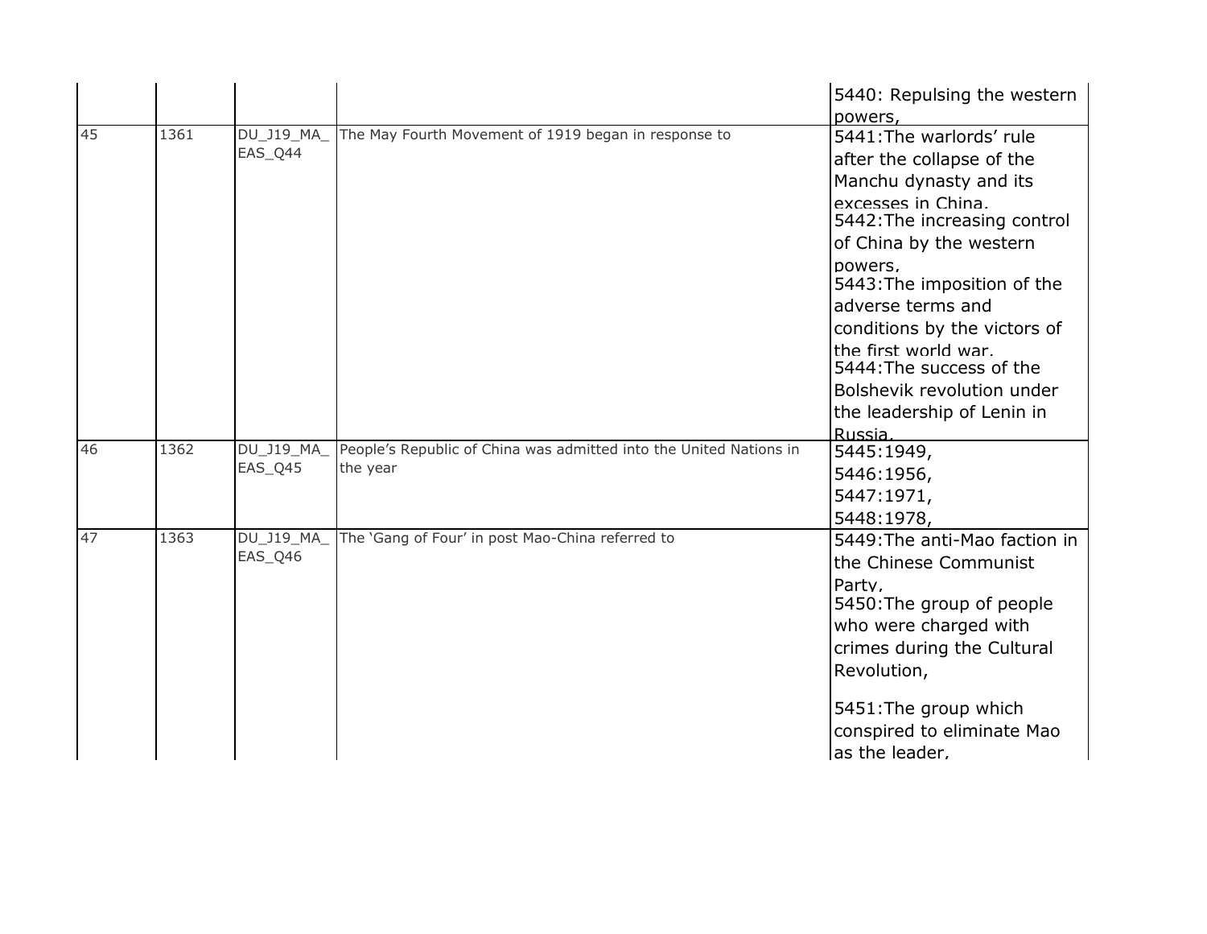| | | | | 5440: Repulsing the western powers, |
|---|---|---|---|---|
| 45 | 1361 | DU_J19_MA_EAS_Q44 | The May Fourth Movement of 1919 began in response to | 5441:The warlords' rule after the collapse of the Manchu dynasty and its excesses in China,<br>5442:The increasing control of China by the western powers,<br>5443:The imposition of the adverse terms and conditions by the victors of the first world war,<br>5444:The success of the Bolshevik revolution under the leadership of Lenin in Russia, |
| 46 | 1362 | DU_J19_MA_EAS_Q45 | People's Republic of China was admitted into the United Nations in the year | 5445:1949,<br>5446:1956,<br>5447:1971,<br>5448:1978, |
| 47 | 1363 | DU_J19_MA_EAS_Q46 | The 'Gang of Four' in post Mao-China referred to | 5449:The anti-Mao faction in the Chinese Communist Party,<br>5450:The group of people who were charged with crimes during the Cultural Revolution,<br>5451:The group which conspired to eliminate Mao as the leader, |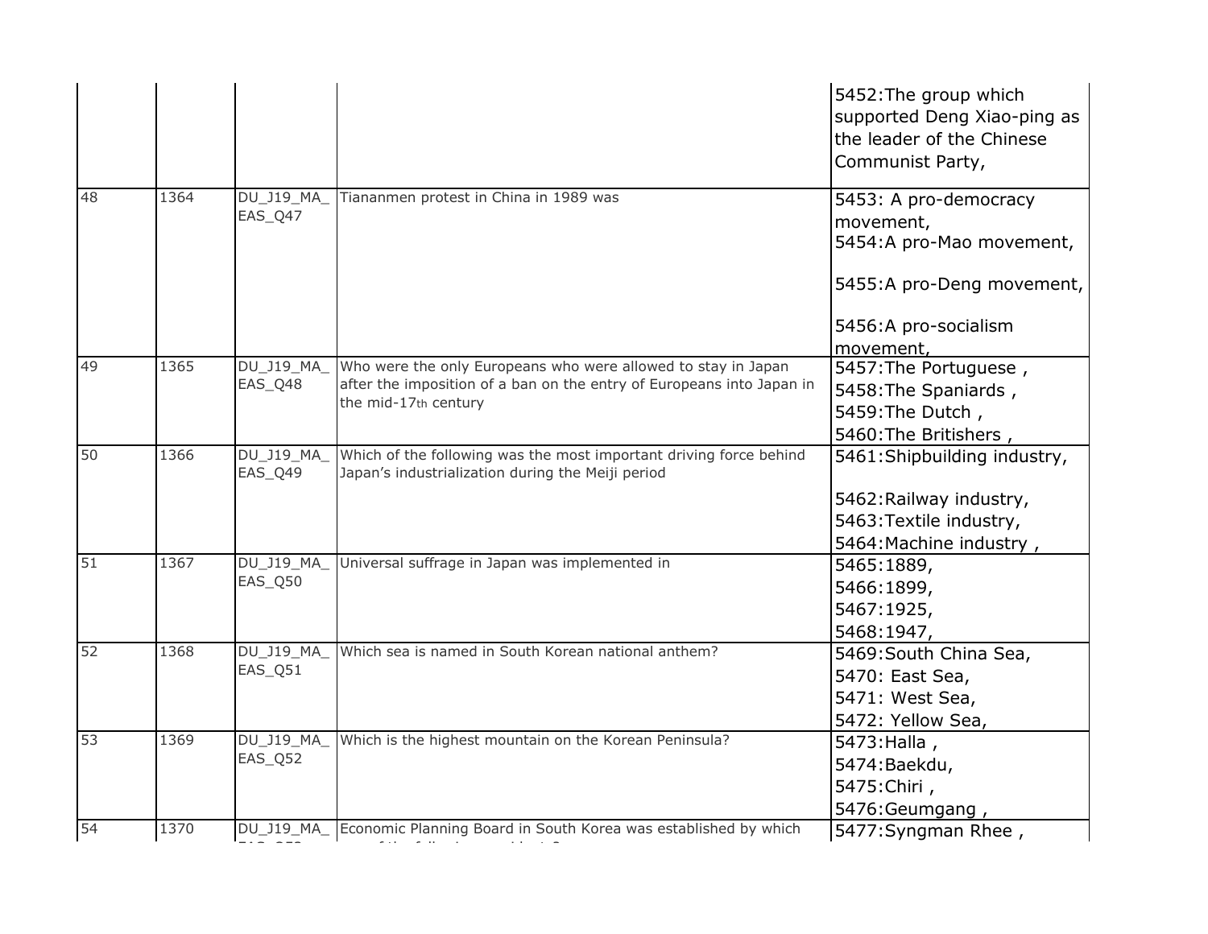| | | | | |
|---|---|---|---|---|
| | | | | 5452:The group which supported Deng Xiao-ping as the leader of the Chinese Communist Party, |
| 48 | 1364 | DU_J19_MA_EAS_Q47 | Tiananmen protest in China in 1989 was | 5453: A pro-democracy movement,<br>5454:A pro-Mao movement,<br>5455:A pro-Deng movement,<br>5456:A pro-socialism movement, |
| 49 | 1365 | DU_J19_MA_EAS_Q48 | Who were the only Europeans who were allowed to stay in Japan after the imposition of a ban on the entry of Europeans into Japan in the mid-17th century | 5457:The Portuguese ,<br>5458:The Spaniards ,<br>5459:The Dutch ,<br>5460:The Britishers , |
| 50 | 1366 | DU_J19_MA_EAS_Q49 | Which of the following was the most important driving force behind Japan's industrialization during the Meiji period | 5461:Shipbuilding industry,<br>5462:Railway industry,<br>5463:Textile industry,<br>5464:Machine industry , |
| 51 | 1367 | DU_J19_MA_EAS_Q50 | Universal suffrage in Japan was implemented in | 5465:1889,<br>5466:1899,<br>5467:1925,<br>5468:1947, |
| 52 | 1368 | DU_J19_MA_EAS_Q51 | Which sea is named in South Korean national anthem? | 5469:South China Sea,<br>5470: East Sea,<br>5471: West Sea,<br>5472: Yellow Sea, |
| 53 | 1369 | DU_J19_MA_EAS_Q52 | Which is the highest mountain on the Korean Peninsula? | 5473:Halla ,<br>5474:Baekdu,<br>5475:Chiri ,<br>5476:Geumgang , |
| 54 | 1370 | DU_J19_MA_ | Economic Planning Board in South Korea was established by which | 5477:Syngman Rhee , |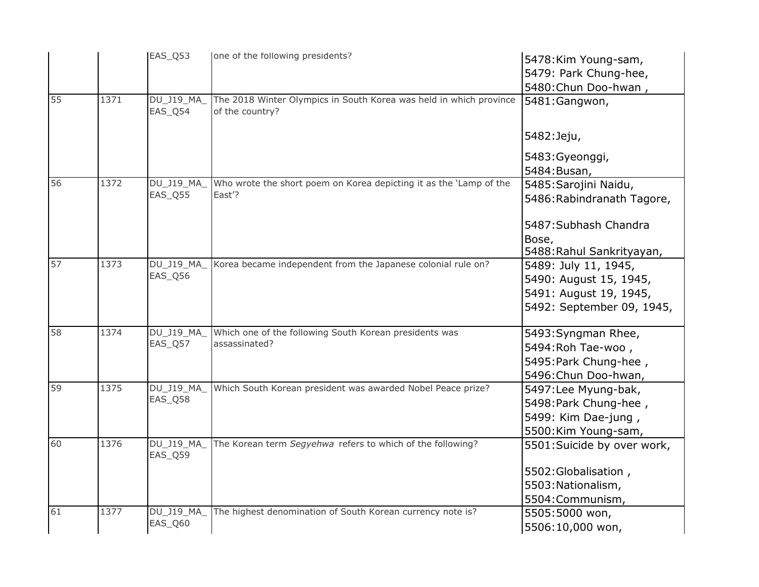|  |  | EAS_Q53 | one of the following presidents? | 5478:Kim Young-sam,<br>5479: Park Chung-hee,<br>5480:Chun Doo-hwan , |
|---|---|---|---|---|
| 55 | 1371 | DU_J19_MA_EAS_Q54 | The 2018 Winter Olympics in South Korea was held in which province of the country? | 5481:Gangwon,<br>5482:Jeju,<br>5483:Gyeonggi,<br>5484:Busan, |
| 56 | 1372 | DU_J19_MA_EAS_Q55 | Who wrote the short poem on Korea depicting it as the 'Lamp of the East'? | 5485:Sarojini Naidu,<br>5486:Rabindranath Tagore,<br>5487:Subhash Chandra Bose,<br>5488:Rahul Sankrityayan, |
| 57 | 1373 | DU_J19_MA_EAS_Q56 | Korea became independent from the Japanese colonial rule on? | 5489: July 11, 1945,<br>5490: August 15, 1945,<br>5491: August 19, 1945,<br>5492: September 09, 1945, |
| 58 | 1374 | DU_J19_MA_EAS_Q57 | Which one of the following South Korean presidents was assassinated? | 5493:Syngman Rhee,<br>5494:Roh Tae-woo ,<br>5495:Park Chung-hee ,<br>5496:Chun Doo-hwan, |
| 59 | 1375 | DU_J19_MA_EAS_Q58 | Which South Korean president was awarded Nobel Peace prize? | 5497:Lee Myung-bak,<br>5498:Park Chung-hee ,<br>5499: Kim Dae-jung ,<br>5500:Kim Young-sam, |
| 60 | 1376 | DU_J19_MA_EAS_Q59 | The Korean term *Segyehwa* refers to which of the following? | 5501:Suicide by over work,<br>5502:Globalisation ,<br>5503:Nationalism,<br>5504:Communism, |
| 61 | 1377 | DU_J19_MA_EAS_Q60 | The highest denomination of South Korean currency note is? | 5505:5000 won,<br>5506:10,000 won, |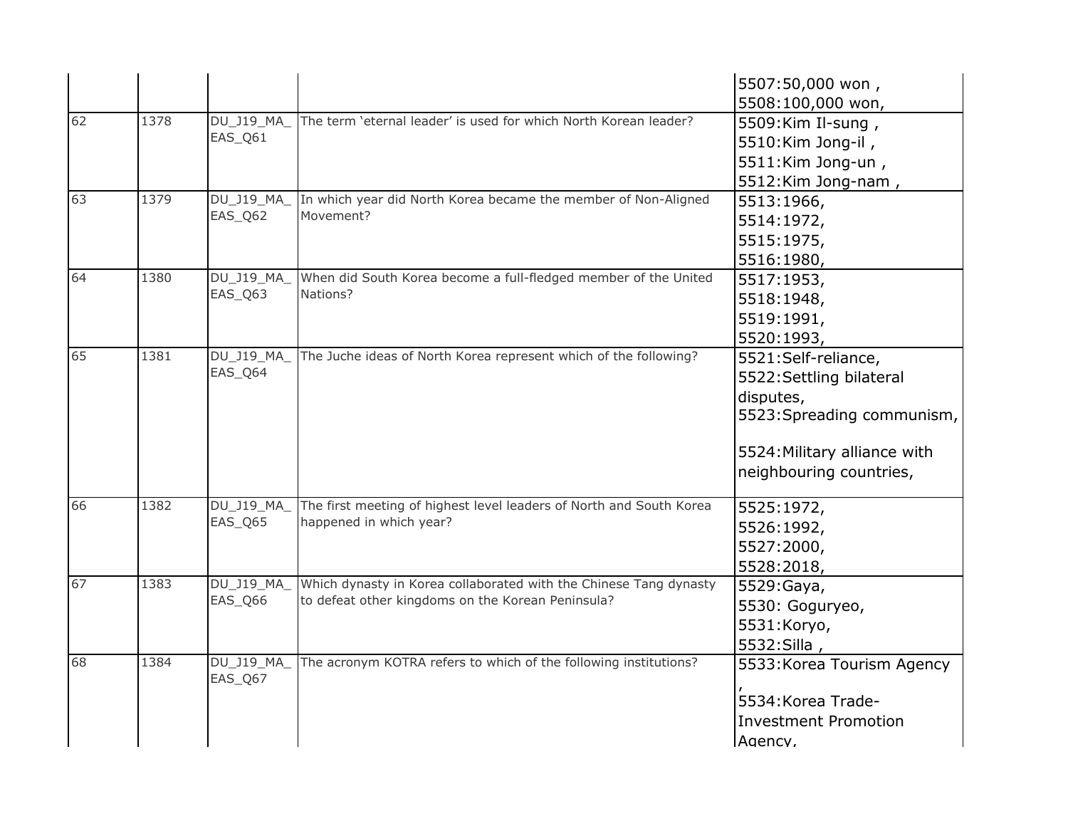| | | | | |
|---|---|---|---|---|
| | | | | 5507:50,000 won ,<br>5508:100,000 won, |
| 62 | 1378 | DU_J19_MA_EAS_Q61 | The term 'eternal leader' is used for which North Korean leader? | 5509:Kim Il-sung ,<br>5510:Kim Jong-il ,<br>5511:Kim Jong-un ,<br>5512:Kim Jong-nam , |
| 63 | 1379 | DU_J19_MA_EAS_Q62 | In which year did North Korea became the member of Non-Aligned Movement? | 5513:1966,<br>5514:1972,<br>5515:1975,<br>5516:1980, |
| 64 | 1380 | DU_J19_MA_EAS_Q63 | When did South Korea become a full-fledged member of the United Nations? | 5517:1953,<br>5518:1948,<br>5519:1991,<br>5520:1993, |
| 65 | 1381 | DU_J19_MA_EAS_Q64 | The Juche ideas of North Korea represent which of the following? | 5521:Self-reliance,<br>5522:Settling bilateral disputes,<br>5523:Spreading communism,<br>5524:Military alliance with neighbouring countries, |
| 66 | 1382 | DU_J19_MA_EAS_Q65 | The first meeting of highest level leaders of North and South Korea happened in which year? | 5525:1972,<br>5526:1992,<br>5527:2000,<br>5528:2018, |
| 67 | 1383 | DU_J19_MA_EAS_Q66 | Which dynasty in Korea collaborated with the Chinese Tang dynasty to defeat other kingdoms on the Korean Peninsula? | 5529:Gaya,<br>5530: Goguryeo,<br>5531:Koryo,<br>5532:Silla , |
| 68 | 1384 | DU_J19_MA_EAS_Q67 | The acronym KOTRA refers to which of the following institutions? | 5533:Korea Tourism Agency ,<br>5534:Korea Trade-Investment Promotion Agency, |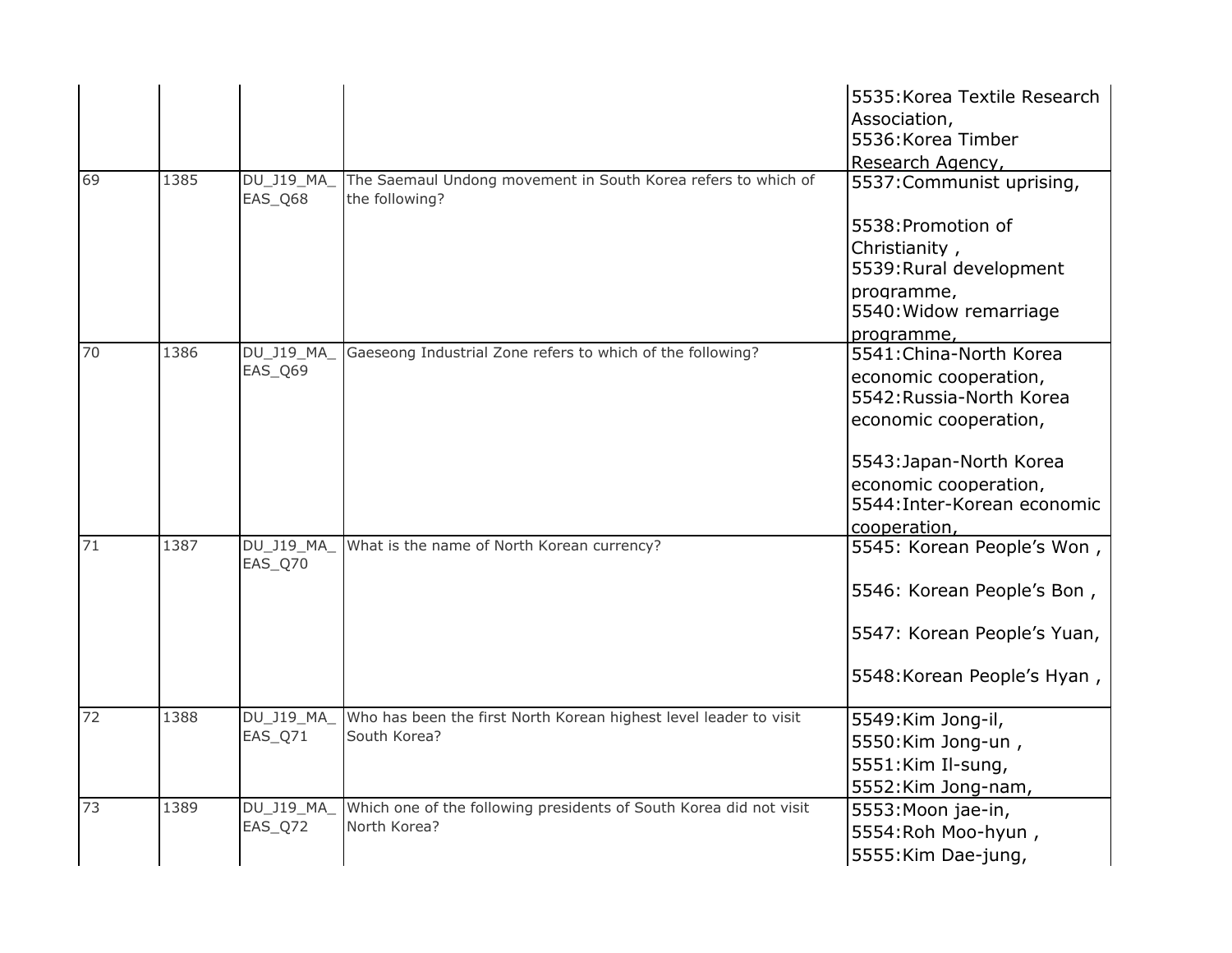| | | | | 5535:Korea Textile Research Association,<br>5536:Korea Timber Research Agency, |
|---|---|---|---|---|
| 69 | 1385 | DU_J19_MA_EAS_Q68 | The Saemaul Undong movement in South Korea refers to which of the following? | 5537:Communist uprising,<br><br>5538:Promotion of Christianity ,<br>5539:Rural development programme,<br>5540:Widow remarriage programme, |
| 70 | 1386 | DU_J19_MA_EAS_Q69 | Gaeseong Industrial Zone refers to which of the following? | 5541:China-North Korea economic cooperation,<br>5542:Russia-North Korea economic cooperation,<br><br>5543:Japan-North Korea economic cooperation,<br>5544:Inter-Korean economic cooperation, |
| 71 | 1387 | DU_J19_MA_EAS_Q70 | What is the name of North Korean currency? | 5545: Korean People's Won ,<br><br>5546: Korean People's Bon ,<br><br>5547: Korean People's Yuan,<br><br>5548:Korean People's Hyan , |
| 72 | 1388 | DU_J19_MA_EAS_Q71 | Who has been the first North Korean highest level leader to visit South Korea? | 5549:Kim Jong-il,<br>5550:Kim Jong-un ,<br>5551:Kim Il-sung,<br>5552:Kim Jong-nam, |
| 73 | 1389 | DU_J19_MA_EAS_Q72 | Which one of the following presidents of South Korea did not visit North Korea? | 5553:Moon jae-in,<br>5554:Roh Moo-hyun ,<br>5555:Kim Dae-jung, |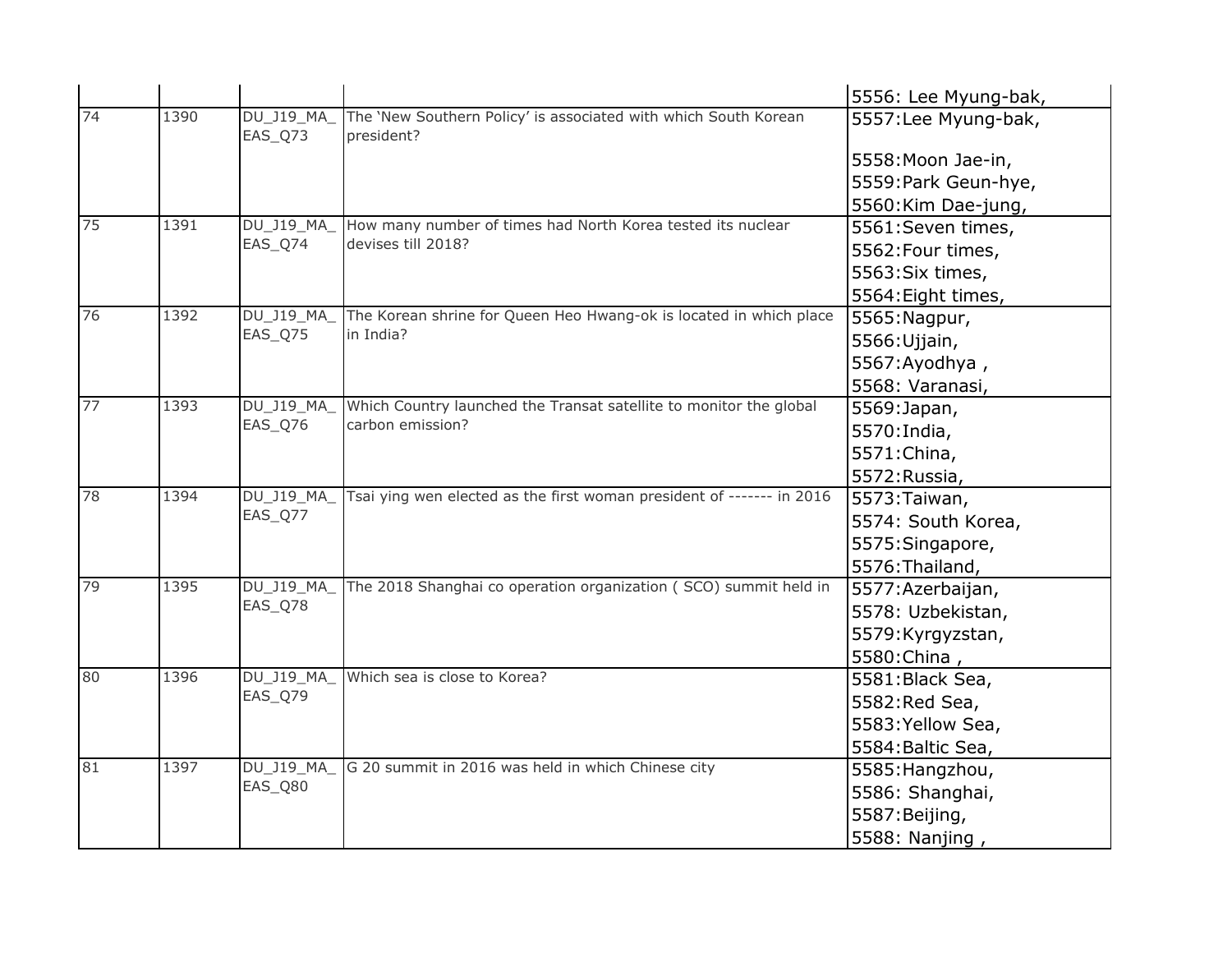| | | | | 5556: Lee Myung-bak, |
|---|---|---|---|---|
| 74 | 1390 | DU_J19_MA_EAS_Q73 | The 'New Southern Policy' is associated with which South Korean president? | 5557:Lee Myung-bak,<br><br>5558:Moon Jae-in,<br>5559:Park Geun-hye,<br>5560:Kim Dae-jung, |
| 75 | 1391 | DU_J19_MA_EAS_Q74 | How many number of times had North Korea tested its nuclear devises till 2018? | 5561:Seven times,<br>5562:Four times,<br>5563:Six times,<br>5564:Eight times, |
| 76 | 1392 | DU_J19_MA_EAS_Q75 | The Korean shrine for Queen Heo Hwang-ok is located in which place in India? | 5565:Nagpur,<br>5566:Ujjain,<br>5567:Ayodhya ,<br>5568: Varanasi, |
| 77 | 1393 | DU_J19_MA_EAS_Q76 | Which Country launched the Transat satellite to monitor the global carbon emission? | 5569:Japan,<br>5570:India,<br>5571:China,<br>5572:Russia, |
| 78 | 1394 | DU_J19_MA_EAS_Q77 | Tsai ying wen elected as the first woman president of ------- in 2016 | 5573:Taiwan,<br>5574: South Korea,<br>5575:Singapore,<br>5576:Thailand, |
| 79 | 1395 | DU_J19_MA_EAS_Q78 | The 2018 Shanghai co operation organization ( SCO) summit held in | 5577:Azerbaijan,<br>5578: Uzbekistan,<br>5579:Kyrgyzstan,<br>5580:China , |
| 80 | 1396 | DU_J19_MA_EAS_Q79 | Which sea is close to Korea? | 5581:Black Sea,<br>5582:Red Sea,<br>5583:Yellow Sea,<br>5584:Baltic Sea, |
| 81 | 1397 | DU_J19_MA_EAS_Q80 | G 20 summit in 2016 was held in which Chinese city | 5585:Hangzhou,<br>5586: Shanghai,<br>5587:Beijing,<br>5588: Nanjing , |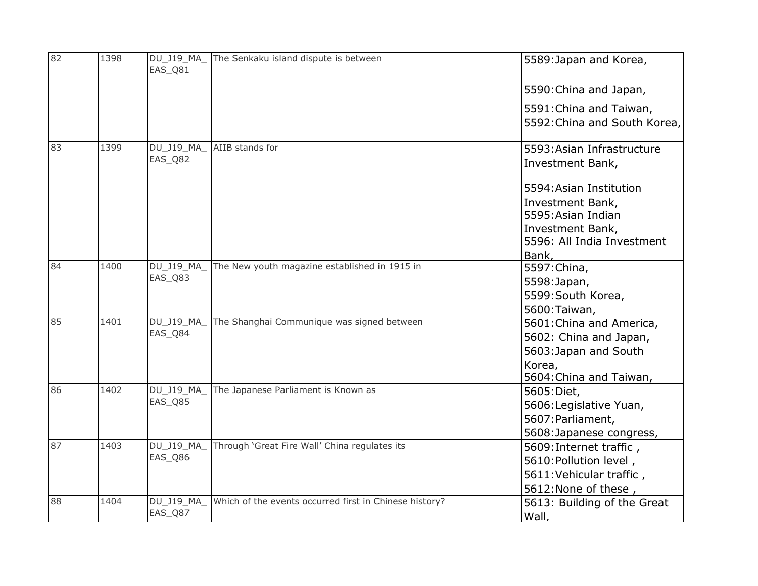| 82 | 1398 | DU_J19_MA_EAS_Q81 | The Senkaku island dispute is between | 5589:Japan and Korea,<br><br>5590:China and Japan,<br><br>5591:China and Taiwan,<br>5592:China and South Korea, |
|---|---|---|---|---|
| 83 | 1399 | DU_J19_MA_EAS_Q82 | AIIB stands for | 5593:Asian Infrastructure Investment Bank,<br><br>5594:Asian Institution Investment Bank,<br>5595:Asian Indian Investment Bank,<br>5596: All India Investment Bank, |
| 84 | 1400 | DU_J19_MA_EAS_Q83 | The New youth magazine established in 1915 in | 5597:China,<br>5598:Japan,<br>5599:South Korea,<br>5600:Taiwan, |
| 85 | 1401 | DU_J19_MA_EAS_Q84 | The Shanghai Communique was signed between | 5601:China and America,<br>5602: China and Japan,<br>5603:Japan and South Korea,<br>5604:China and Taiwan, |
| 86 | 1402 | DU_J19_MA_EAS_Q85 | The Japanese Parliament is Known as | 5605:Diet,<br>5606:Legislative Yuan,<br>5607:Parliament,<br>5608:Japanese congress, |
| 87 | 1403 | DU_J19_MA_EAS_Q86 | Through 'Great Fire Wall' China regulates its | 5609:Internet traffic ,<br>5610:Pollution level ,<br>5611:Vehicular traffic ,<br>5612:None of these , |
| 88 | 1404 | DU_J19_MA_EAS_Q87 | Which of the events occurred first in Chinese history? | 5613: Building of the Great Wall, |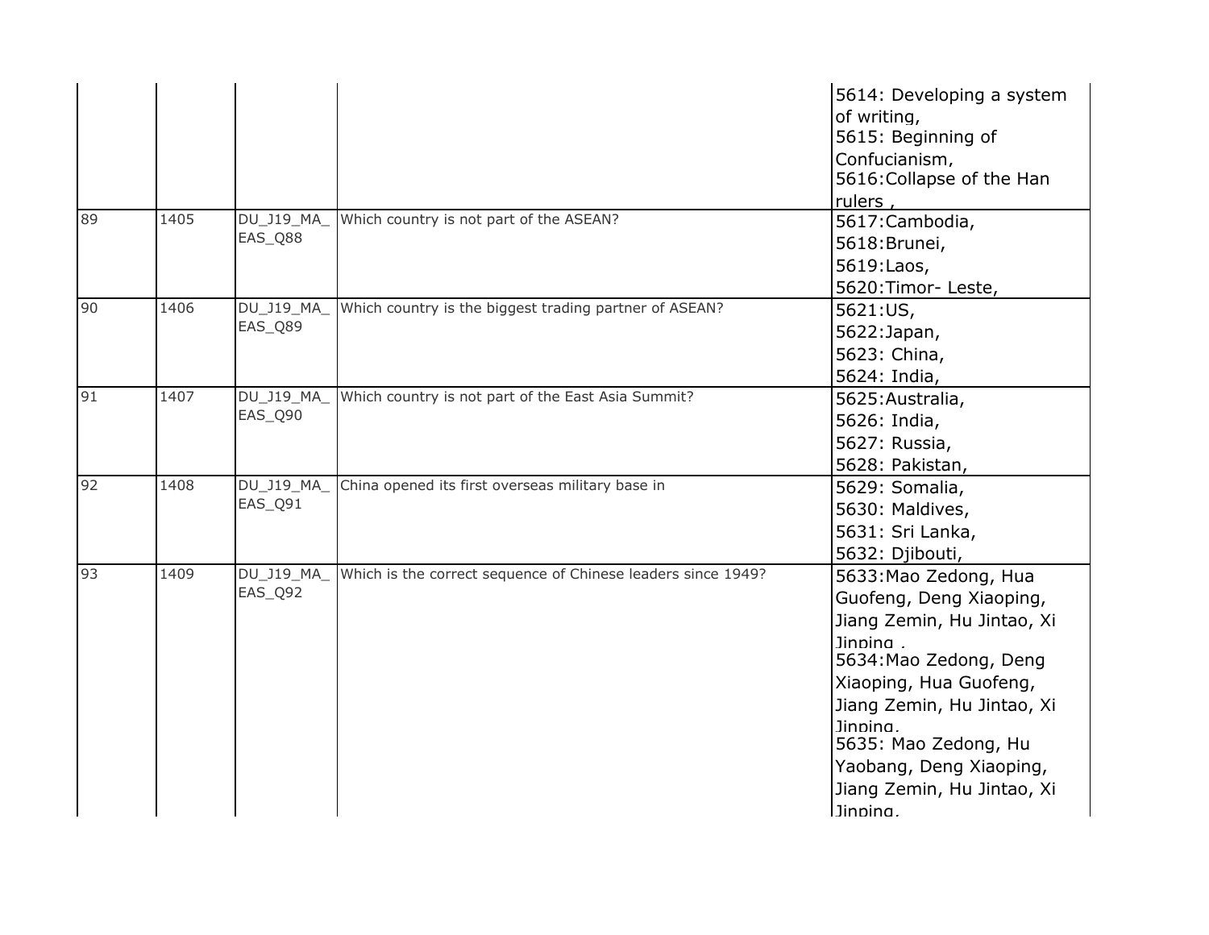| | | | | 5614: Developing a system of writing,<br>5615: Beginning of Confucianism,<br>5616:Collapse of the Han rulers , |
|---|---|---|---|---|
| 89 | 1405 | DU_J19_MA_EAS_Q88 | Which country is not part of the ASEAN? | 5617:Cambodia,<br>5618:Brunei,<br>5619:Laos,<br>5620:Timor- Leste, |
| 90 | 1406 | DU_J19_MA_EAS_Q89 | Which country is the biggest trading partner of ASEAN? | 5621:US,<br>5622:Japan,<br>5623: China,<br>5624: India, |
| 91 | 1407 | DU_J19_MA_EAS_Q90 | Which country is not part of the East Asia Summit? | 5625:Australia,<br>5626: India,<br>5627: Russia,<br>5628: Pakistan, |
| 92 | 1408 | DU_J19_MA_EAS_Q91 | China opened its first overseas military base in | 5629: Somalia,<br>5630: Maldives,<br>5631: Sri Lanka,<br>5632: Djibouti, |
| 93 | 1409 | DU_J19_MA_EAS_Q92 | Which is the correct sequence of Chinese leaders since 1949? | 5633:Mao Zedong, Hua Guofeng, Deng Xiaoping, Jiang Zemin, Hu Jintao, Xi Jinping ,<br>5634:Mao Zedong, Deng Xiaoping, Hua Guofeng, Jiang Zemin, Hu Jintao, Xi Jinping,<br>5635: Mao Zedong, Hu Yaobang, Deng Xiaoping, Jiang Zemin, Hu Jintao, Xi Jinping, |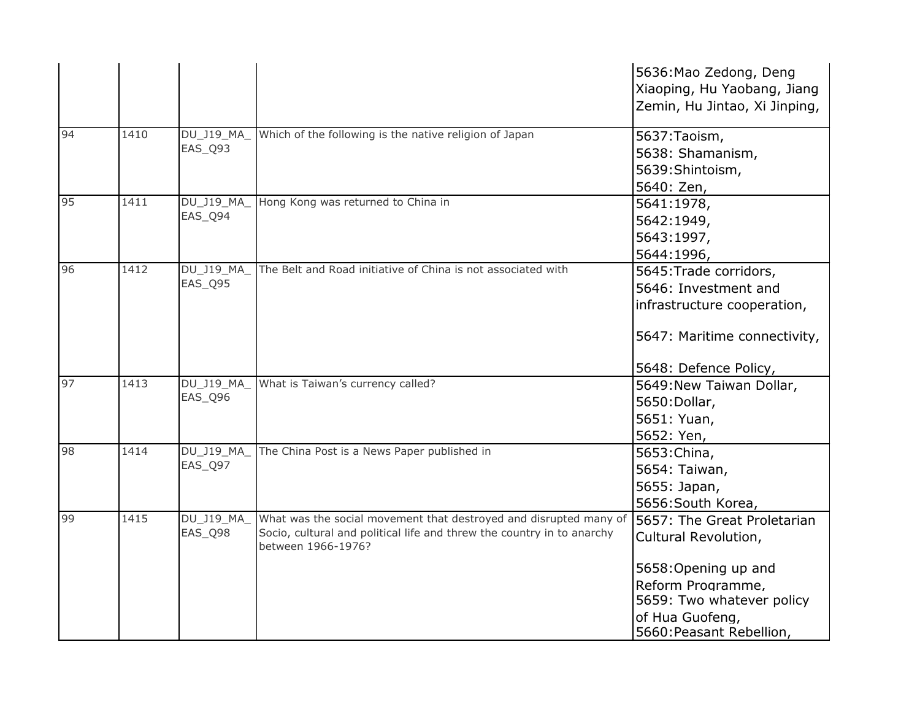|  |  |  |  | 5636:Mao Zedong, Deng Xiaoping, Hu Yaobang, Jiang Zemin, Hu Jintao, Xi Jinping, |
|---|---|---|---|---|
| 94 | 1410 | DU_J19_MA_EAS_Q93 | Which of the following is the native religion of Japan | 5637:Taoism,<br>5638: Shamanism,<br>5639:Shintoism,<br>5640: Zen, |
| 95 | 1411 | DU_J19_MA_EAS_Q94 | Hong Kong was returned to China in | 5641:1978,<br>5642:1949,<br>5643:1997,<br>5644:1996, |
| 96 | 1412 | DU_J19_MA_EAS_Q95 | The Belt and Road initiative of China is not associated with | 5645:Trade corridors,<br>5646: Investment and infrastructure cooperation,<br>5647: Maritime connectivity,<br>5648: Defence Policy, |
| 97 | 1413 | DU_J19_MA_EAS_Q96 | What is Taiwan's currency called? | 5649:New Taiwan Dollar,<br>5650:Dollar,<br>5651: Yuan,<br>5652: Yen, |
| 98 | 1414 | DU_J19_MA_EAS_Q97 | The China Post is a News Paper published in | 5653:China,<br>5654: Taiwan,<br>5655: Japan,<br>5656:South Korea, |
| 99 | 1415 | DU_J19_MA_EAS_Q98 | What was the social movement that destroyed and disrupted many of Socio, cultural and political life and threw the country in to anarchy between 1966-1976? | 5657: The Great Proletarian Cultural Revolution,<br>5658:Opening up and Reform Programme,<br>5659: Two whatever policy of Hua Guofeng,<br>5660:Peasant Rebellion, |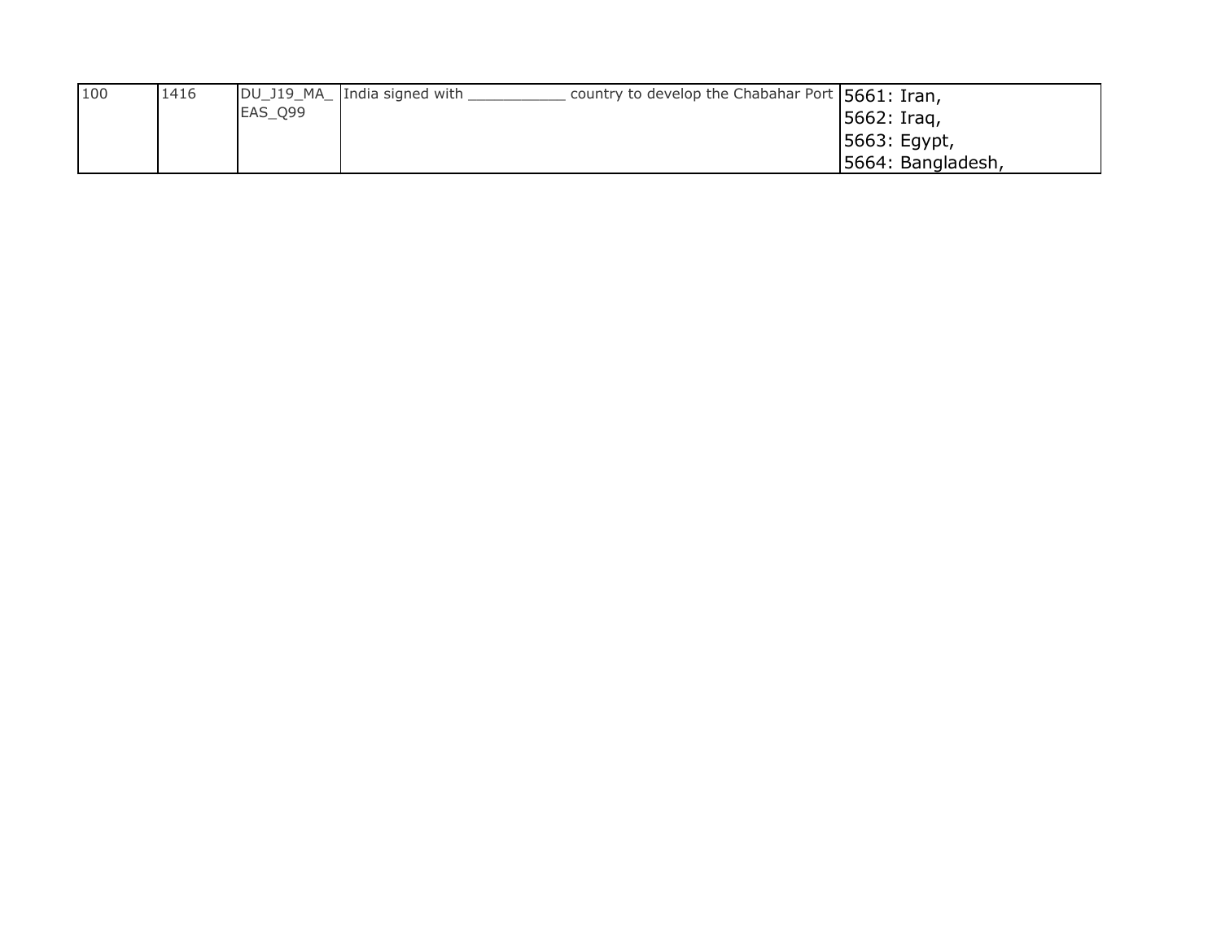| | | | | |
|---|---|---|---|---|
| 100 | 1416 | DU_J19_MA_EAS_Q99 | India signed with ___________ country to develop the Chabahar Port | 5661: Iran,<br>5662: Iraq,<br>5663: Egypt,<br>5664: Bangladesh, |